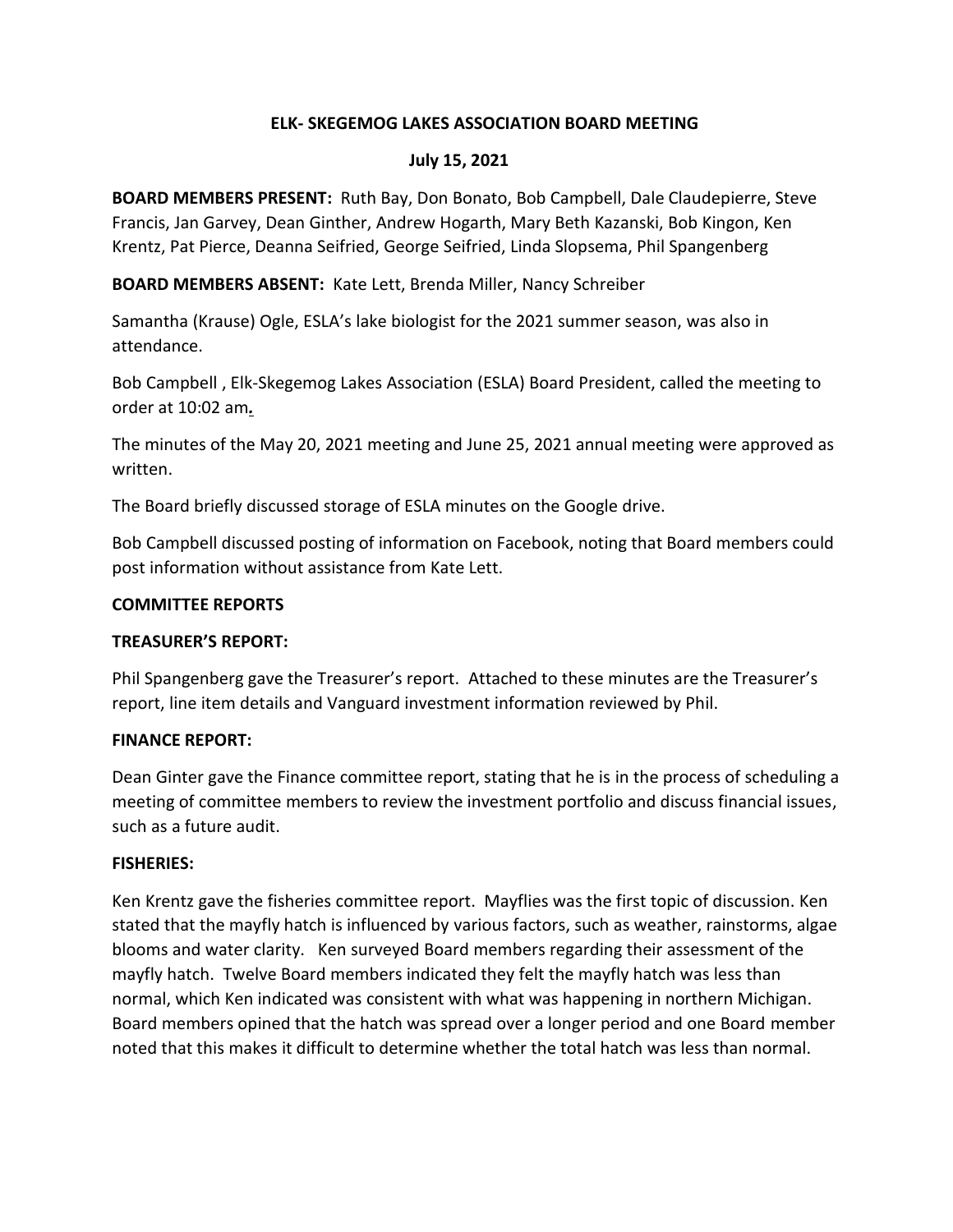# ELK- SKEGEMOG LAKES ASSOCIATION BOARD MEETING

## July 15, 2021

**BOARD MEMBERS PRESENT:** Ruth Bay, Don Bonato, Bob Campbell, Dale Claudepierre, Steve Francis, Jan Garvey, Dean Ginther, Andrew Hogarth, Mary Beth Kazanski, Bob Kingon, Ken Krentz, Pat Pierce, Deanna Seifried, George Seifried, Linda Slopsema, Phil Spangenberg

**BOARD MEMBERS ABSENT:** Kate Lett, Brenda Miller, Nancy Schreiber

Samantha (Krause) Ogle, ESLA's lake biologist for the 2021 summer season, was also in attendance.

Bob Campbell , Elk-Skegemog Lakes Association (ESLA) Board President, called the meeting to order at 10:02 am.

The minutes of the May 20, 2021 meeting and June 25, 2021 annual meeting were approved as written.

The Board briefly discussed storage of ESLA minutes on the Google drive.

Bob Campbell discussed posting of information on Facebook, noting that Board members could post information without assistance from Kate Lett.

**COMMITTEE REPORTS**

**TREASURER'S REPORT:**

Phil Spangenberg gave the Treasurer's report. Attached to these minutes are the Treasurer's report, line item details and Vanguard investment information reviewed by Phil.

**FINANCE REPORT:**

Dean Ginter gave the Finance committee report, stating that he is in the process of scheduling a meeting of committee members to review the investment portfolio and discuss financial issues, such as a future audit.

**FISHERIES:**

Ken Krentz gave the fisheries committee report. Mayflies was the first topic of discussion. Ken stated that the mayfly hatch is influenced by various factors, such as weather, rainstorms, algae blooms and water clarity. Ken surveyed Board members regarding their assessment of the mayfly hatch. Twelve Board members indicated they felt the mayfly hatch was less than normal, which Ken indicated was consistent with what was happening in northern Michigan. Board members opined that the hatch was spread over a longer period and one Board member noted that this makes it difficult to determine whether the total hatch was less than normal.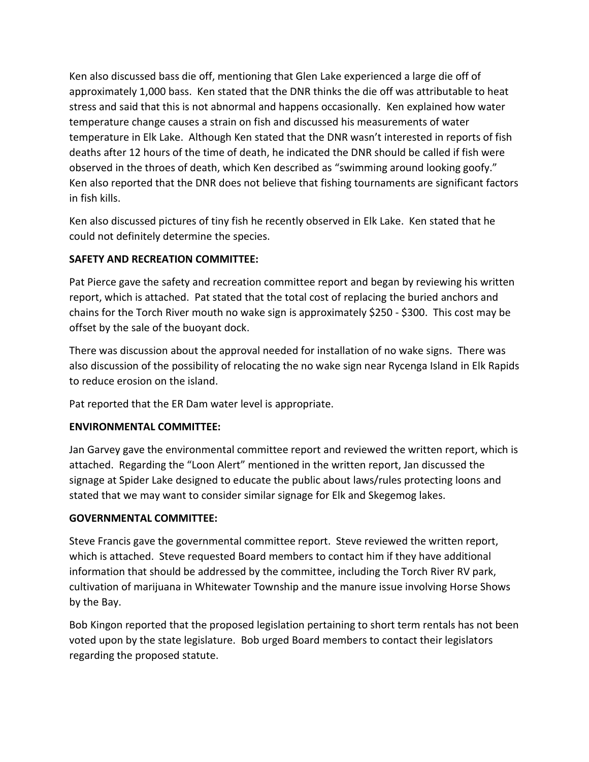Ken also discussed bass die off, mentioning that Glen Lake experienced a large die off of approximately 1,000 bass. Ken stated that the DNR thinks the die off was attributable to heat stress and said that this is not abnormal and happens occasionally. Ken explained how water temperature change causes a strain on fish and discussed his measurements of water temperature in Elk Lake. Although Ken stated that the DNR wasn't interested in reports of fish deaths after 12 hours of the time of death, he indicated the DNR should be called if fish were observed in the throes of death, which Ken described as "swimming around looking goofy." Ken also reported that the DNR does not believe that fishing tournaments are significant factors in fish kills.

Ken also discussed pictures of tiny fish he recently observed in Elk Lake. Ken stated that he could not definitely determine the species.

**SAFETY AND RECREATION COMMITTEE:**

Pat Pierce gave the safety and recreation committee report and began by reviewing his written report, which is attached. Pat stated that the total cost of replacing the buried anchors and chains for the Torch River mouth no wake sign is approximately $250 - $300. This cost may be offset by the sale of the buoyant dock.

There was discussion about the approval needed for installation of no wake signs. There was also discussion of the possibility of relocating the no wake sign near Rycenga Island in Elk Rapids to reduce erosion on the island.

Pat reported that the ER Dam water level is appropriate.

**ENVIRONMENTAL COMMITTEE:**

Jan Garvey gave the environmental committee report and reviewed the written report, which is attached. Regarding the "Loon Alert" mentioned in the written report, Jan discussed the signage at Spider Lake designed to educate the public about laws/rules protecting loons and stated that we may want to consider similar signage for Elk and Skegemog lakes.

**GOVERNMENTAL COMMITTEE:**

Steve Francis gave the governmental committee report. Steve reviewed the written report, which is attached. Steve requested Board members to contact him if they have additional information that should be addressed by the committee, including the Torch River RV park, cultivation of marijuana in Whitewater Township and the manure issue involving Horse Shows by the Bay.

Bob Kingon reported that the proposed legislation pertaining to short term rentals has not been voted upon by the state legislature. Bob urged Board members to contact their legislators regarding the proposed statute.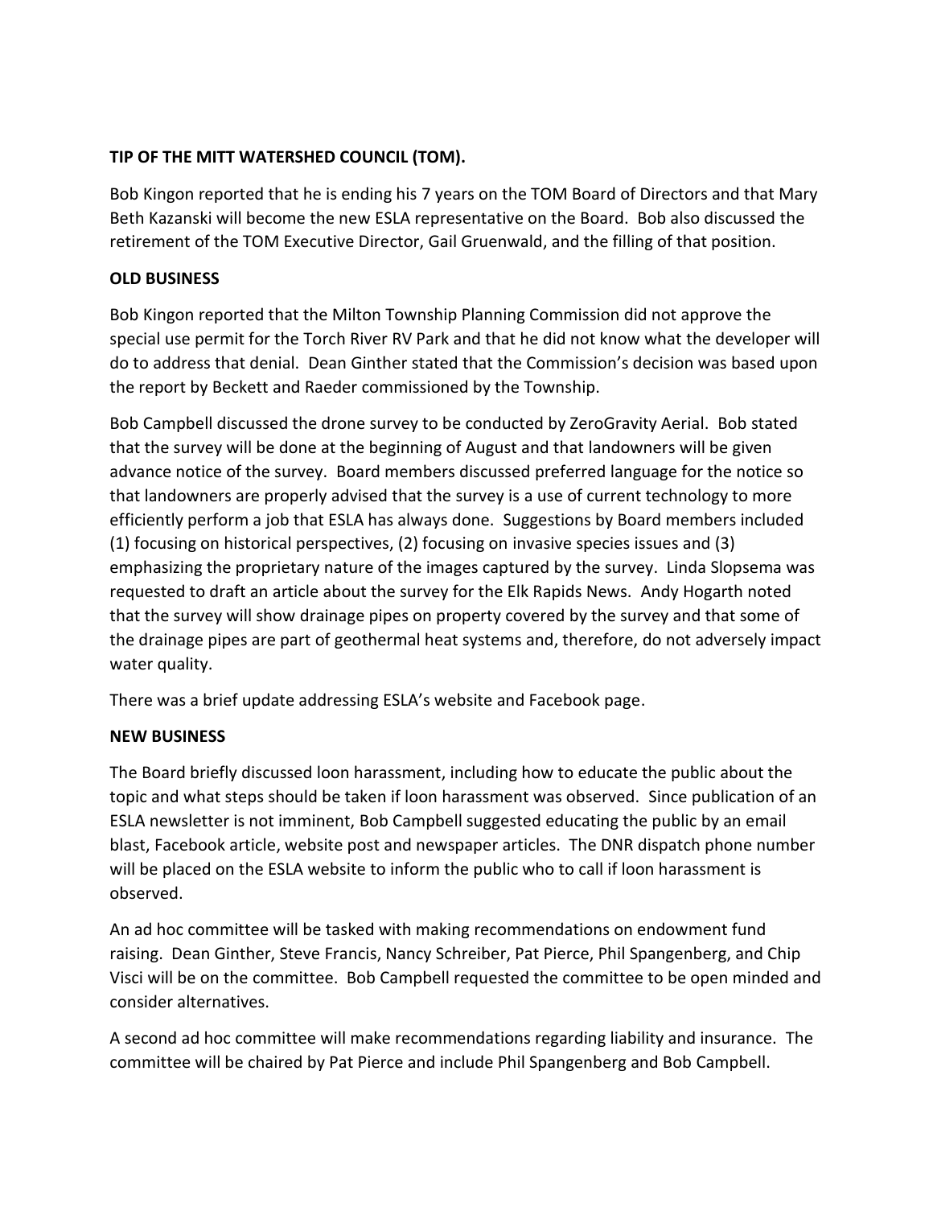**TIP OF THE MITT WATERSHED COUNCIL (TOM).**

Bob Kingon reported that he is ending his 7 years on the TOM Board of Directors and that Mary Beth Kazanski will become the new ESLA representative on the Board. Bob also discussed the retirement of the TOM Executive Director, Gail Gruenwald, and the filling of that position.

**OLD BUSINESS**

Bob Kingon reported that the Milton Township Planning Commission did not approve the special use permit for the Torch River RV Park and that he did not know what the developer will do to address that denial. Dean Ginther stated that the Commission's decision was based upon the report by Beckett and Raeder commissioned by the Township.

Bob Campbell discussed the drone survey to be conducted by ZeroGravity Aerial. Bob stated that the survey will be done at the beginning of August and that landowners will be given advance notice of the survey. Board members discussed preferred language for the notice so that landowners are properly advised that the survey is a use of current technology to more efficiently perform a job that ESLA has always done. Suggestions by Board members included (1) focusing on historical perspectives, (2) focusing on invasive species issues and (3) emphasizing the proprietary nature of the images captured by the survey. Linda Slopsema was requested to draft an article about the survey for the Elk Rapids News. Andy Hogarth noted that the survey will show drainage pipes on property covered by the survey and that some of the drainage pipes are part of geothermal heat systems and, therefore, do not adversely impact water quality.

There was a brief update addressing ESLA's website and Facebook page.

**NEW BUSINESS**

The Board briefly discussed loon harassment, including how to educate the public about the topic and what steps should be taken if loon harassment was observed. Since publication of an ESLA newsletter is not imminent, Bob Campbell suggested educating the public by an email blast, Facebook article, website post and newspaper articles. The DNR dispatch phone number will be placed on the ESLA website to inform the public who to call if loon harassment is observed.

An ad hoc committee will be tasked with making recommendations on endowment fund raising. Dean Ginther, Steve Francis, Nancy Schreiber, Pat Pierce, Phil Spangenberg, and Chip Visci will be on the committee. Bob Campbell requested the committee to be open minded and consider alternatives.

A second ad hoc committee will make recommendations regarding liability and insurance. The committee will be chaired by Pat Pierce and include Phil Spangenberg and Bob Campbell.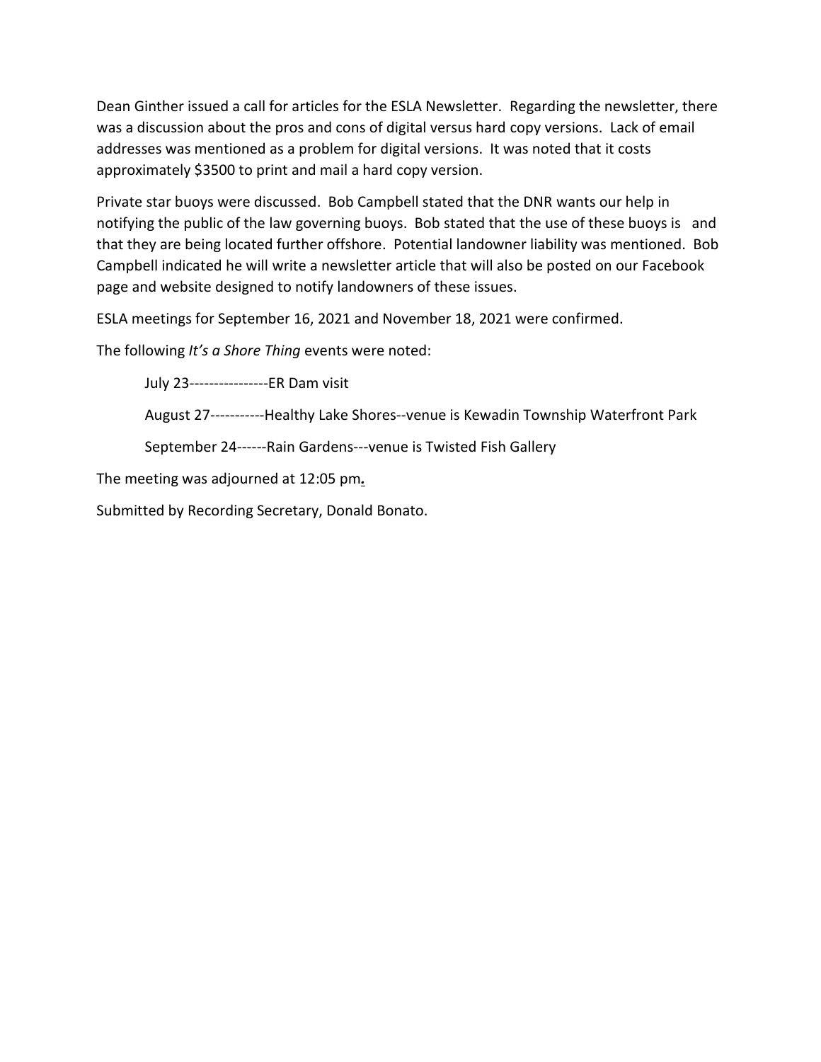Dean Ginther issued a call for articles for the ESLA Newsletter. Regarding the newsletter, there was a discussion about the pros and cons of digital versus hard copy versions. Lack of email addresses was mentioned as a problem for digital versions. It was noted that it costs approximately $3500 to print and mail a hard copy version.

Private star buoys were discussed. Bob Campbell stated that the DNR wants our help in notifying the public of the law governing buoys. Bob stated that the use of these buoys is  and that they are being located further offshore. Potential landowner liability was mentioned. Bob Campbell indicated he will write a newsletter article that will also be posted on our Facebook page and website designed to notify landowners of these issues.

ESLA meetings for September 16, 2021 and November 18, 2021 were confirmed.

The following *It's a Shore Thing* events were noted:

> July 23----------------ER Dam visit
>
> August 27-----------Healthy Lake Shores--venue is Kewadin Township Waterfront Park
>
> September 24------Rain Gardens---venue is Twisted Fish Gallery

The meeting was adjourned at 12:05 pm.

Submitted by Recording Secretary, Donald Bonato.